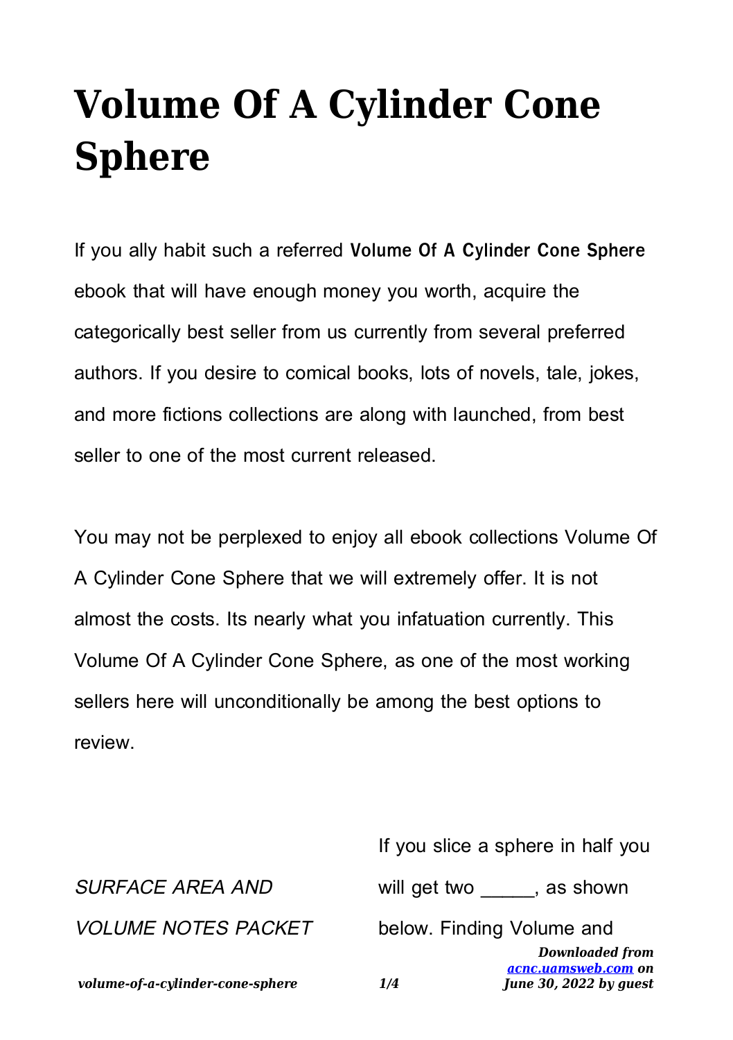# Volume Of A Cylinder Cone Sphere

If you ally habit such a referred **Volume Of A Cylinder Cone Sphere** ebook that will have enough money you worth, acquire the categorically best seller from us currently from several preferred authors. If you desire to comical books, lots of novels, tale, jokes, and more fictions collections are along with launched, from best seller to one of the most current released.

You may not be perplexed to enjoy all ebook collections Volume Of A Cylinder Cone Sphere that we will extremely offer. It is not almost the costs. Its nearly what you infatuation currently. This Volume Of A Cylinder Cone Sphere, as one of the most working sellers here will unconditionally be among the best options to review.

*SURFACE AREA AND VOLUME NOTES PACKET*

If you slice a sphere in half you will get two _____, as shown below. Finding Volume and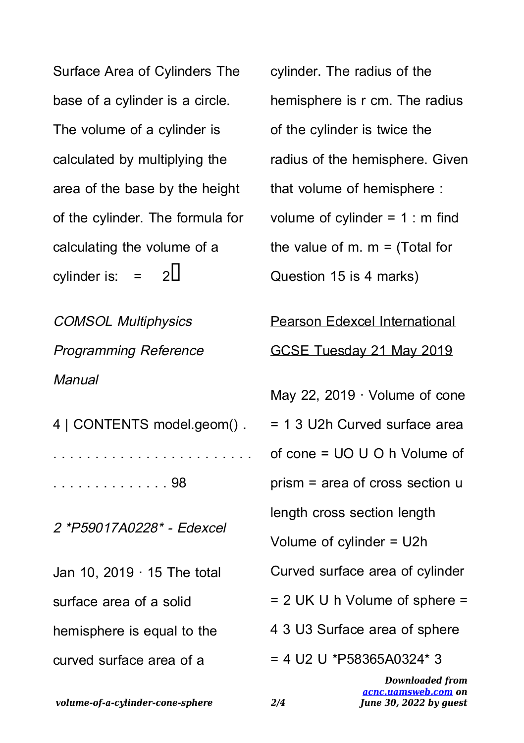Surface Area of Cylinders The base of a cylinder is a circle. The volume of a cylinder is calculated by multiplying the area of the base by the height of the cylinder. The formula for calculating the volume of a cylinder is: = 2

*COMSOL Multiphysics Programming Reference Manual*

4 | CONTENTS model.geom() . . . . . . . . . . . . . . . . . . . . . . . . . . . . . . . . . . . . . . . . 98

*2 *P59017A0228* - Edexcel*

Jan 10, 2019 · 15 The total surface area of a solid hemisphere is equal to the curved surface area of a cylinder. The radius of the hemisphere is r cm. The radius of the cylinder is twice the radius of the hemisphere. Given that volume of hemisphere : volume of cylinder = 1 : m find the value of m. m = (Total for Question 15 is 4 marks)

Pearson Edexcel International GCSE Tuesday 21 May 2019

May 22, 2019 · Volume of cone = 1 3 U2h Curved surface area of cone = UO U O h Volume of prism = area of cross section u length cross section length Volume of cylinder = U2h Curved surface area of cylinder = 2 UK U h Volume of sphere = 4 3 U3 Surface area of sphere = 4 U2 U *P58365A0324* 3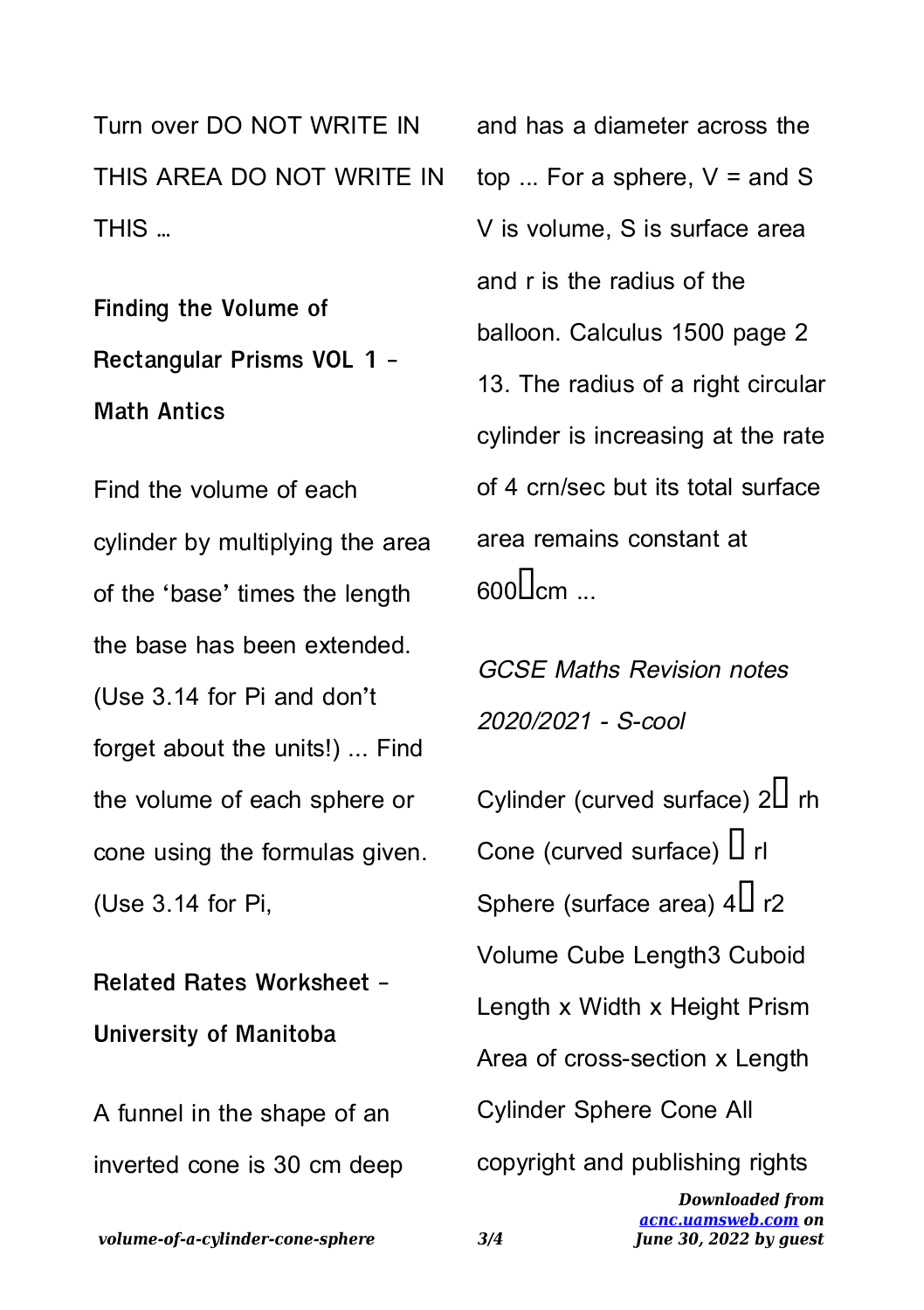Turn over DO NOT WRITE IN THIS AREA DO NOT WRITE IN THIS …

**Finding the Volume of Rectangular Prisms VOL 1 - Math Antics**

Find the volume of each cylinder by multiplying the area of the 'base' times the length the base has been extended. (Use 3.14 for Pi and don't forget about the units!) ... Find the volume of each sphere or cone using the formulas given. (Use 3.14 for Pi,

**Related Rates Worksheet - University of Manitoba**

A funnel in the shape of an inverted cone is 30 cm deep and has a diameter across the top ... For a sphere, V = and S V is volume, S is surface area and r is the radius of the balloon. Calculus 1500 page 2 13. The radius of a right circular cylinder is increasing at the rate of 4 crn/sec but its total surface area remains constant at 600�cm ...

*GCSE Maths Revision notes 2020/2021 - S-cool*

Cylinder (curved surface) 2� rh Cone (curved surface) � rl Sphere (surface area) 4� r2 Volume Cube Length3 Cuboid Length x Width x Height Prism Area of cross-section x Length Cylinder Sphere Cone All copyright and publishing rights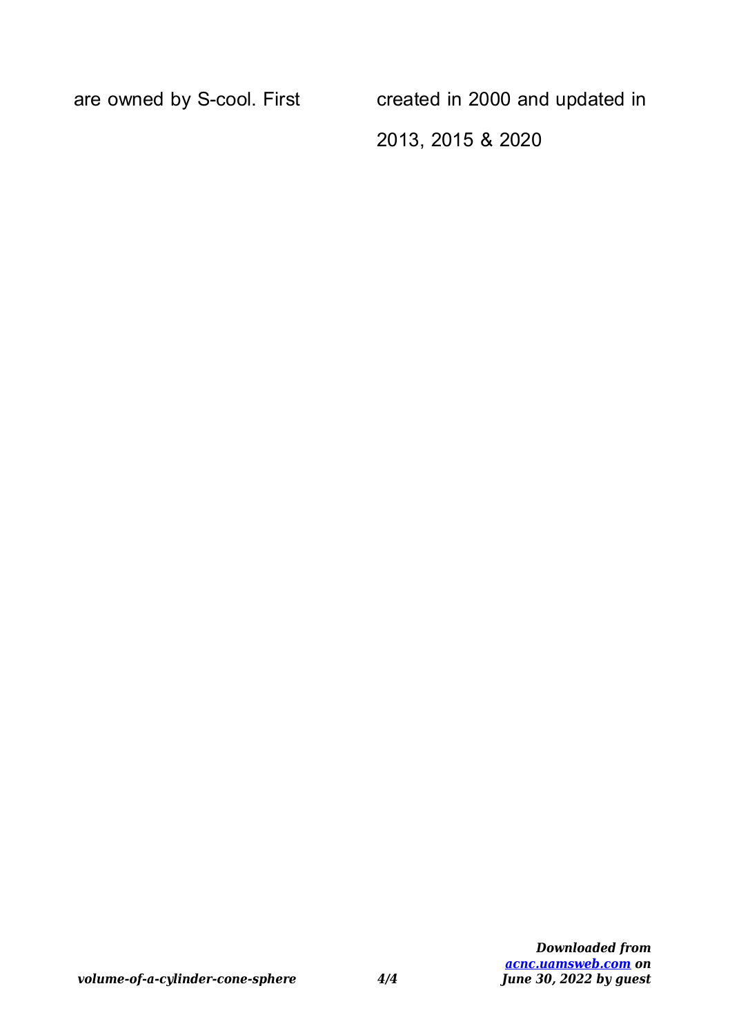are owned by S-cool. First created in 2000 and updated in 2013, 2015 & 2020